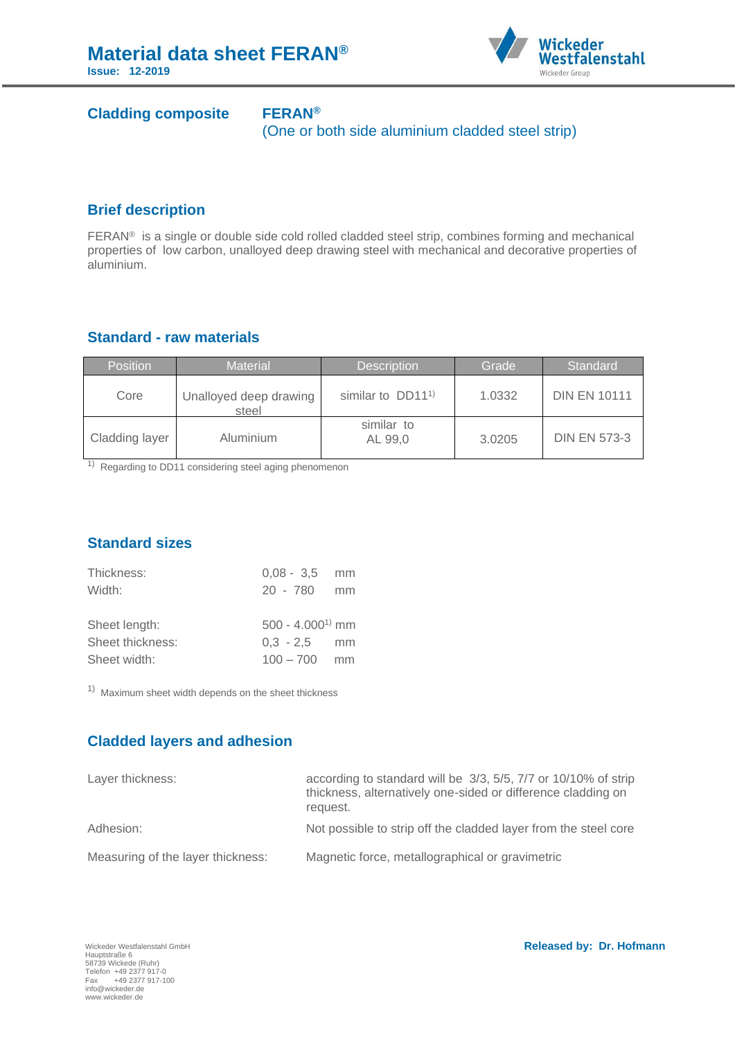# Material data sheet FERAN®

**Issue: 12-2019**

## Cladding composite

**FERAN®**

(One or both side aluminium cladded steel strip)

## Brief description

FERAN® is a single or double side cold rolled cladded steel strip, combines forming and mechanical properties of low carbon, unalloyed deep drawing steel with mechanical and decorative properties of aluminium.

## Standard - raw materials

| Position | Material | Description | Grade | Standard |
|---|---|---|---|---|
| Core | Unalloyed deep drawing steel | similar to DD11[1)] | 1.0332 | DIN EN 10111 |
| Cladding layer | Aluminium | similar to AL 99,0 | 3.0205 | DIN EN 573-3 |

[1)] Regarding to DD11 considering steel aging phenomenon

## Standard sizes

| | | |
|---|---|---|
| Thickness: | 0,08 - 3,5 | mm |
| Width: | 20 - 780 | mm |
| Sheet length: | 500 - 4.000[1)] | mm |
| Sheet thickness: | 0,3 - 2,5 | mm |
| Sheet width: | 100 – 700 | mm |

[1)] Maximum sheet width depends on the sheet thickness

## Cladded layers and adhesion

| | |
|---|---|
| Layer thickness: | according to standard will be 3/3, 5/5, 7/7 or 10/10% of strip thickness, alternatively one-sided or difference cladding on request. |
| Adhesion: | Not possible to strip off the cladded layer from the steel core |
| Measuring of the layer thickness: | Magnetic force, metallographical or gravimetric |

Wickeder Westfalenstahl GmbH
Hauptstraße 6
58739 Wickede (Ruhr)
Telefon +49 2377 917-0
Fax +49 2377 917-100
info@wickeder.de
www.wickeder.de

**Released by: Dr. Hofmann**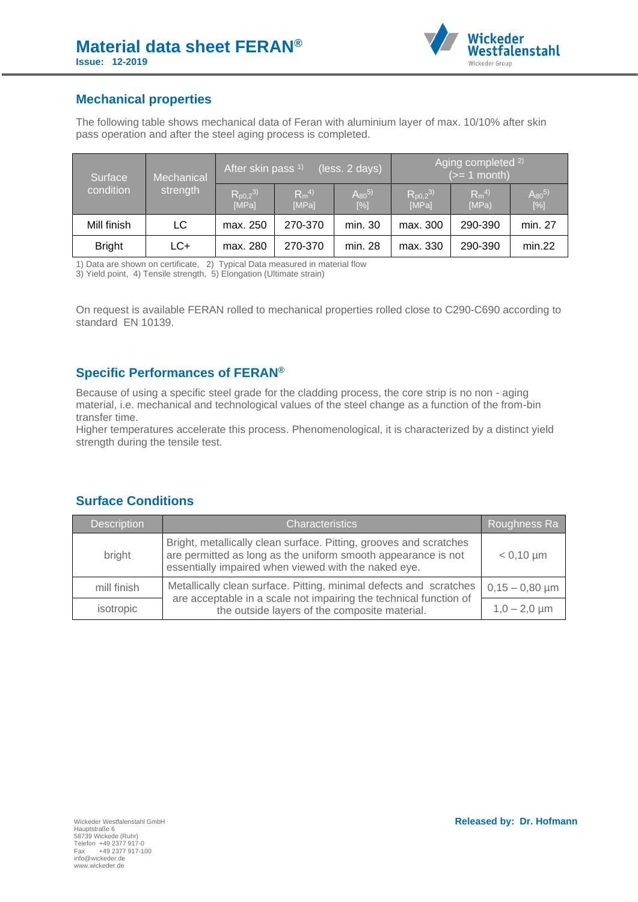## Mechanical properties

The following table shows mechanical data of Feran with aluminium layer of max. 10/10% after skin pass operation and after the steel aging process is completed.

| Surface condition | Mechanical strength | After skin pass [1] (less. 2 days) | | | Aging completed [2] (>= 1 month) | | |
|---|---|---|---|---|---|---|---|
| | | $R_{p0,2}$ [3] [MPa] | $R_m$ [4] [MPa] | $A_{80}$ [5] [%] | $R_{p0,2}$ [3] [MPa] | $R_m$ [4] [MPa] | $A_{80}$ [5] [%] |
| Mill finish | LC | max. 250 | 270-370 | min. 30 | max. 300 | 290-390 | min. 27 |
| Bright | LC+ | max. 280 | 270-370 | min. 28 | max. 330 | 290-390 | min.22 |

1) Data are shown on certificate, 2) Typical Data measured in material flow
3) Yield point, 4) Tensile strength, 5) Elongation (Ultimate strain)

On request is available FERAN rolled to mechanical properties rolled close to C290-C690 according to standard EN 10139.

## Specific Performances of FERAN®

Because of using a specific steel grade for the cladding process, the core strip is no non - aging material, i.e. mechanical and technological values of the steel change as a function of the from-bin transfer time.
Higher temperatures accelerate this process. Phenomenological, it is characterized by a distinct yield strength during the tensile test.

## Surface Conditions

| Description | Characteristics | Roughness Ra |
|---|---|---|
| bright | Bright, metallically clean surface. Pitting, grooves and scratches are permitted as long as the uniform smooth appearance is not essentially impaired when viewed with the naked eye. | < 0,10 µm |
| mill finish | Metallically clean surface. Pitting, minimal defects and scratches are acceptable in a scale not impairing the technical function of the outside layers of the composite material. | 0,15 – 0,80 µm |
| isotropic | | 1,0 – 2,0 µm |

Wickeder Westfalenstahl GmbH
Hauptstraße 6
58739 Wickede (Ruhr)
Telefon +49 2377 917-0
Fax +49 2377 917-100
info@wickeder.de
www.wickeder.de

**Released by: Dr. Hofmann**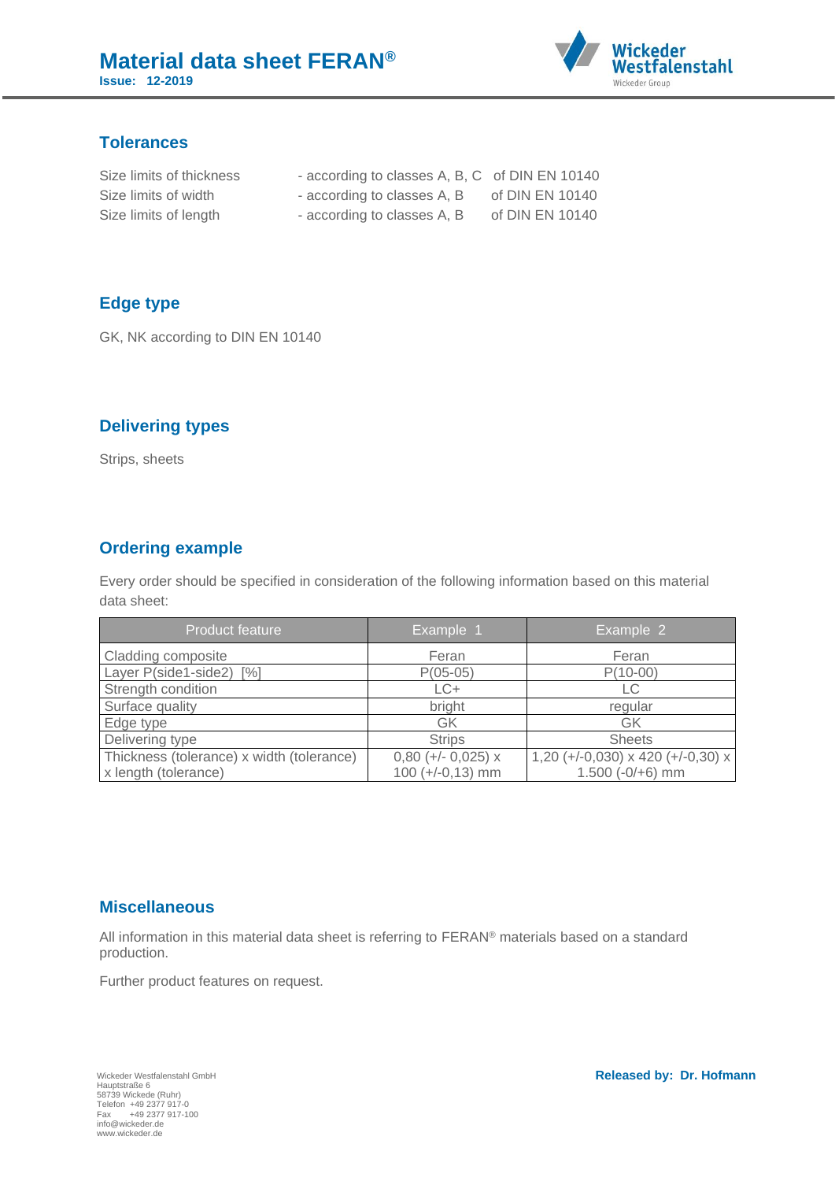## Tolerances

| | | |
|---|---|---|
| Size limits of thickness | - according to classes A, B, C | of DIN EN 10140 |
| Size limits of width | - according to classes A, B | of DIN EN 10140 |
| Size limits of length | - according to classes A, B | of DIN EN 10140 |

## Edge type

GK, NK according to DIN EN 10140

## Delivering types

Strips, sheets

## Ordering example

Every order should be specified in consideration of the following information based on this material data sheet:

| Product feature | Example 1 | Example 2 |
|---|---|---|
| Cladding composite | Feran | Feran |
| Layer P(side1-side2) [%] | P(05-05) | P(10-00) |
| Strength condition | LC+ | LC |
| Surface quality | bright | regular |
| Edge type | GK | GK |
| Delivering type | Strips | Sheets |
| Thickness (tolerance) x width (tolerance) x length (tolerance) | 0,80 (+/- 0,025) x 100 (+/-0,13) mm | 1,20 (+/-0,030) x 420 (+/-0,30) x 1.500 (-0/+6) mm |

## Miscellaneous

All information in this material data sheet is referring to FERAN® materials based on a standard production.

Further product features on request.

Wickeder Westfalenstahl GmbH
Hauptstraße 6
58739 Wickede (Ruhr)
Telefon +49 2377 917-0
Fax +49 2377 917-100
info@wickeder.de
www.wickeder.de

**Released by: Dr. Hofmann**